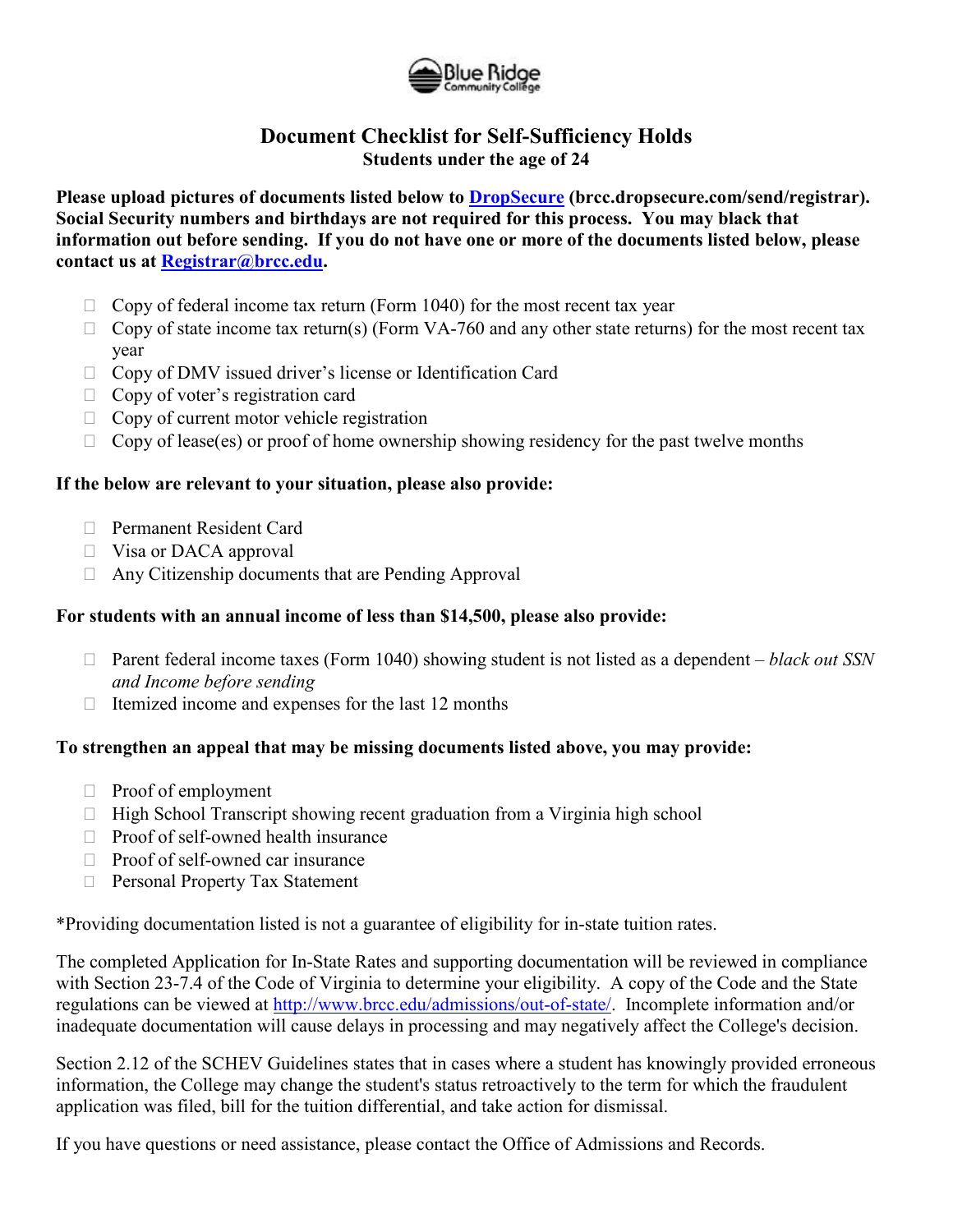# Document Checklist for Self-Sufficiency Holds

**Students under the age of 24**

**Please upload pictures of documents listed below to [DropSecure](brcc.dropsecure.com/send/registrar) (brcc.dropsecure.com/send/registrar). Social Security numbers and birthdays are not required for this process. You may black that information out before sending. If you do not have one or more of the documents listed below, please contact us at [Registrar@brcc.edu](mailto:Registrar@brcc.edu).**

- ☐ Copy of federal income tax return (Form 1040) for the most recent tax year
- ☐ Copy of state income tax return(s) (Form VA-760 and any other state returns) for the most recent tax year
- ☐ Copy of DMV issued driver's license or Identification Card
- ☐ Copy of voter's registration card
- ☐ Copy of current motor vehicle registration
- ☐ Copy of lease(es) or proof of home ownership showing residency for the past twelve months

**If the below are relevant to your situation, please also provide:**

- ☐ Permanent Resident Card
- ☐ Visa or DACA approval
- ☐ Any Citizenship documents that are Pending Approval

**For students with an annual income of less than $14,500, please also provide:**

- ☐ Parent federal income taxes (Form 1040) showing student is not listed as a dependent – *black out SSN and Income before sending*
- ☐ Itemized income and expenses for the last 12 months

**To strengthen an appeal that may be missing documents listed above, you may provide:**

- ☐ Proof of employment
- ☐ High School Transcript showing recent graduation from a Virginia high school
- ☐ Proof of self-owned health insurance
- ☐ Proof of self-owned car insurance
- ☐ Personal Property Tax Statement

*Providing documentation listed is not a guarantee of eligibility for in-state tuition rates.

The completed Application for In-State Rates and supporting documentation will be reviewed in compliance with Section 23-7.4 of the Code of Virginia to determine your eligibility. A copy of the Code and the State regulations can be viewed at [http://www.brcc.edu/admissions/out-of-state/](http://www.brcc.edu/admissions/out-of-state/). Incomplete information and/or inadequate documentation will cause delays in processing and may negatively affect the College's decision.

Section 2.12 of the SCHEV Guidelines states that in cases where a student has knowingly provided erroneous information, the College may change the student's status retroactively to the term for which the fraudulent application was filed, bill for the tuition differential, and take action for dismissal.

If you have questions or need assistance, please contact the Office of Admissions and Records.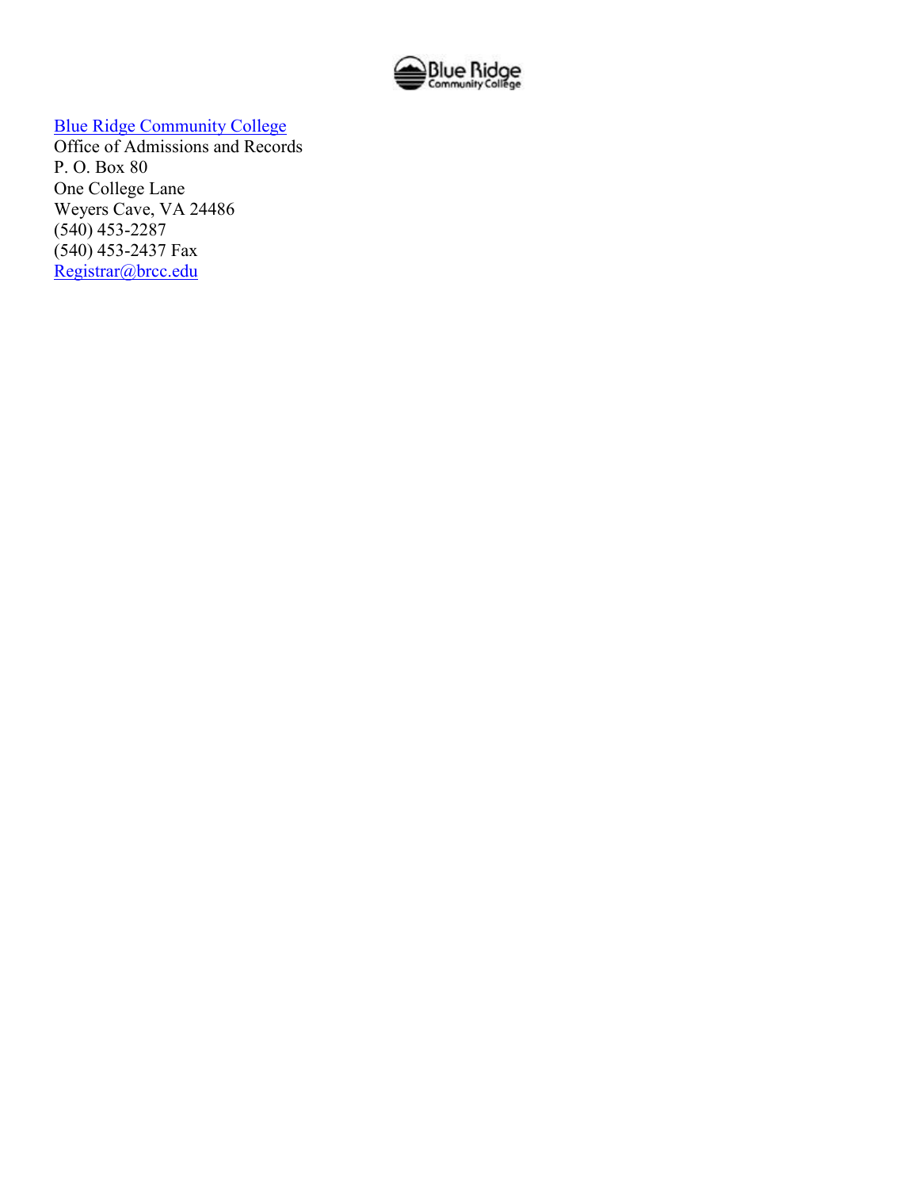Blue Ridge Community College
Office of Admissions and Records
P. O. Box 80
One College Lane
Weyers Cave, VA 24486
(540) 453-2287
(540) 453-2437 Fax
Registrar@brcc.edu